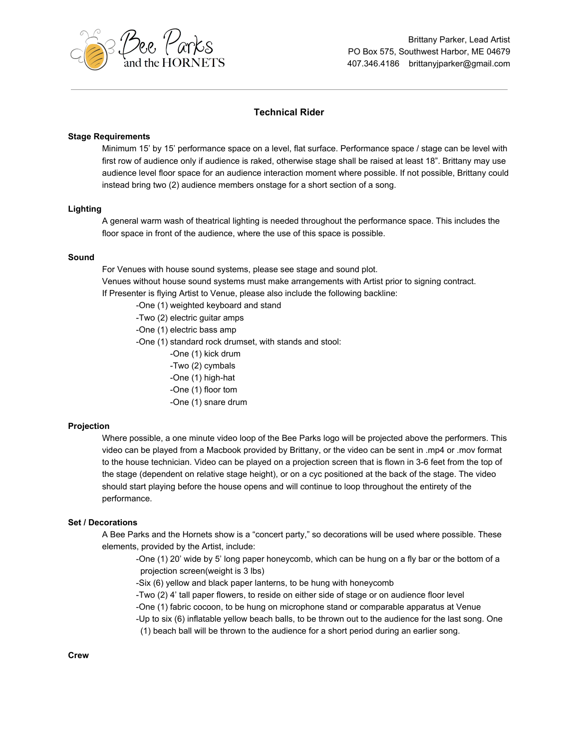Bee Parks and the HORNETS

Brittany Parker, Lead Artist
PO Box 575, Southwest Harbor, ME 04679
407.346.4186 brittanyjparker@gmail.com

---

# Technical Rider

### Stage Requirements

Minimum 15' by 15' performance space on a level, flat surface. Performance space / stage can be level with first row of audience only if audience is raked, otherwise stage shall be raised at least 18". Brittany may use audience level floor space for an audience interaction moment where possible. If not possible, Brittany could instead bring two (2) audience members onstage for a short section of a song.

### Lighting

A general warm wash of theatrical lighting is needed throughout the performance space. This includes the floor space in front of the audience, where the use of this space is possible.

### Sound

For Venues with house sound systems, please see stage and sound plot.
Venues without house sound systems must make arrangements with Artist prior to signing contract.
If Presenter is flying Artist to Venue, please also include the following backline:

- One (1) weighted keyboard and stand
- Two (2) electric guitar amps
- One (1) electric bass amp
- One (1) standard rock drumset, with stands and stool:
  - One (1) kick drum
  - Two (2) cymbals
  - One (1) high-hat
  - One (1) floor tom
  - One (1) snare drum

### Projection

Where possible, a one minute video loop of the Bee Parks logo will be projected above the performers. This video can be played from a Macbook provided by Brittany, or the video can be sent in .mp4 or .mov format to the house technician. Video can be played on a projection screen that is flown in 3-6 feet from the top of the stage (dependent on relative stage height), or on a cyc positioned at the back of the stage. The video should start playing before the house opens and will continue to loop throughout the entirety of the performance.

### Set / Decorations

A Bee Parks and the Hornets show is a "concert party," so decorations will be used where possible. These elements, provided by the Artist, include:

- One (1) 20' wide by 5' long paper honeycomb, which can be hung on a fly bar or the bottom of a projection screen(weight is 3 lbs)
- Six (6) yellow and black paper lanterns, to be hung with honeycomb
- Two (2) 4' tall paper flowers, to reside on either side of stage or on audience floor level
- One (1) fabric cocoon, to be hung on microphone stand or comparable apparatus at Venue
- Up to six (6) inflatable yellow beach balls, to be thrown out to the audience for the last song. One (1) beach ball will be thrown to the audience for a short period during an earlier song.

### Crew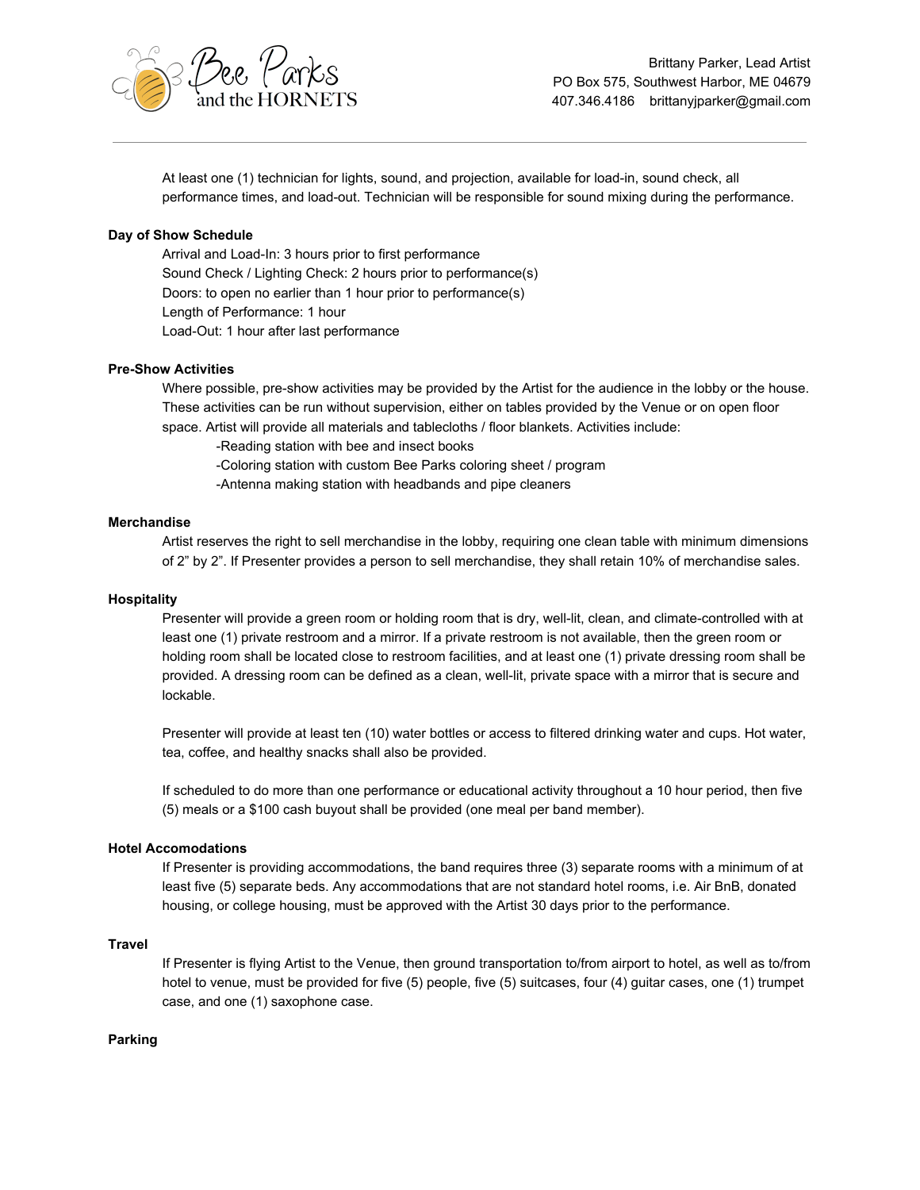At least one (1) technician for lights, sound, and projection, available for load-in, sound check, all performance times, and load-out. Technician will be responsible for sound mixing during the performance.

**Day of Show Schedule**

Arrival and Load-In: 3 hours prior to first performance
Sound Check / Lighting Check: 2 hours prior to performance(s)
Doors: to open no earlier than 1 hour prior to performance(s)
Length of Performance: 1 hour
Load-Out: 1 hour after last performance

**Pre-Show Activities**

Where possible, pre-show activities may be provided by the Artist for the audience in the lobby or the house. These activities can be run without supervision, either on tables provided by the Venue or on open floor space. Artist will provide all materials and tablecloths / floor blankets. Activities include:

-Reading station with bee and insect books
-Coloring station with custom Bee Parks coloring sheet / program
-Antenna making station with headbands and pipe cleaners

**Merchandise**

Artist reserves the right to sell merchandise in the lobby, requiring one clean table with minimum dimensions of 2" by 2". If Presenter provides a person to sell merchandise, they shall retain 10% of merchandise sales.

**Hospitality**

Presenter will provide a green room or holding room that is dry, well-lit, clean, and climate-controlled with at least one (1) private restroom and a mirror. If a private restroom is not available, then the green room or holding room shall be located close to restroom facilities, and at least one (1) private dressing room shall be provided. A dressing room can be defined as a clean, well-lit, private space with a mirror that is secure and lockable.

Presenter will provide at least ten (10) water bottles or access to filtered drinking water and cups. Hot water, tea, coffee, and healthy snacks shall also be provided.

If scheduled to do more than one performance or educational activity throughout a 10 hour period, then five (5) meals or a $100 cash buyout shall be provided (one meal per band member).

**Hotel Accomodations**

If Presenter is providing accommodations, the band requires three (3) separate rooms with a minimum of at least five (5) separate beds. Any accommodations that are not standard hotel rooms, i.e. Air BnB, donated housing, or college housing, must be approved with the Artist 30 days prior to the performance.

**Travel**

If Presenter is flying Artist to the Venue, then ground transportation to/from airport to hotel, as well as to/from hotel to venue, must be provided for five (5) people, five (5) suitcases, four (4) guitar cases, one (1) trumpet case, and one (1) saxophone case.

**Parking**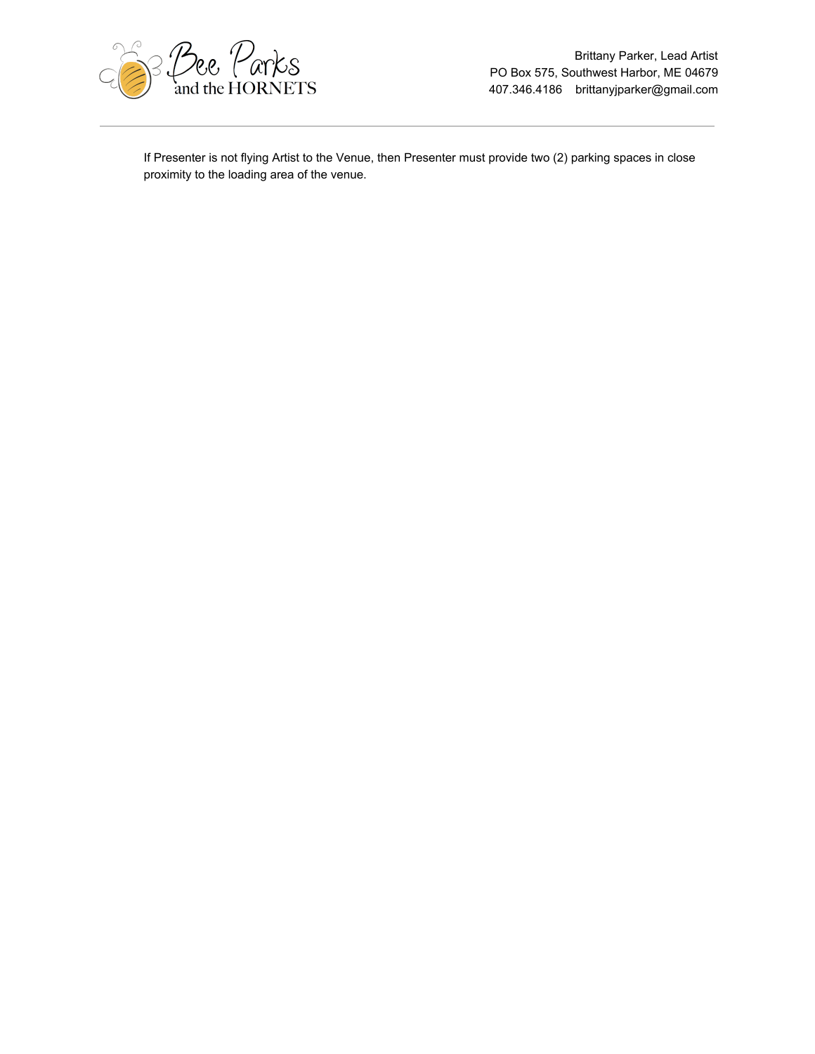If Presenter is not flying Artist to the Venue, then Presenter must provide two (2) parking spaces in close proximity to the loading area of the venue.